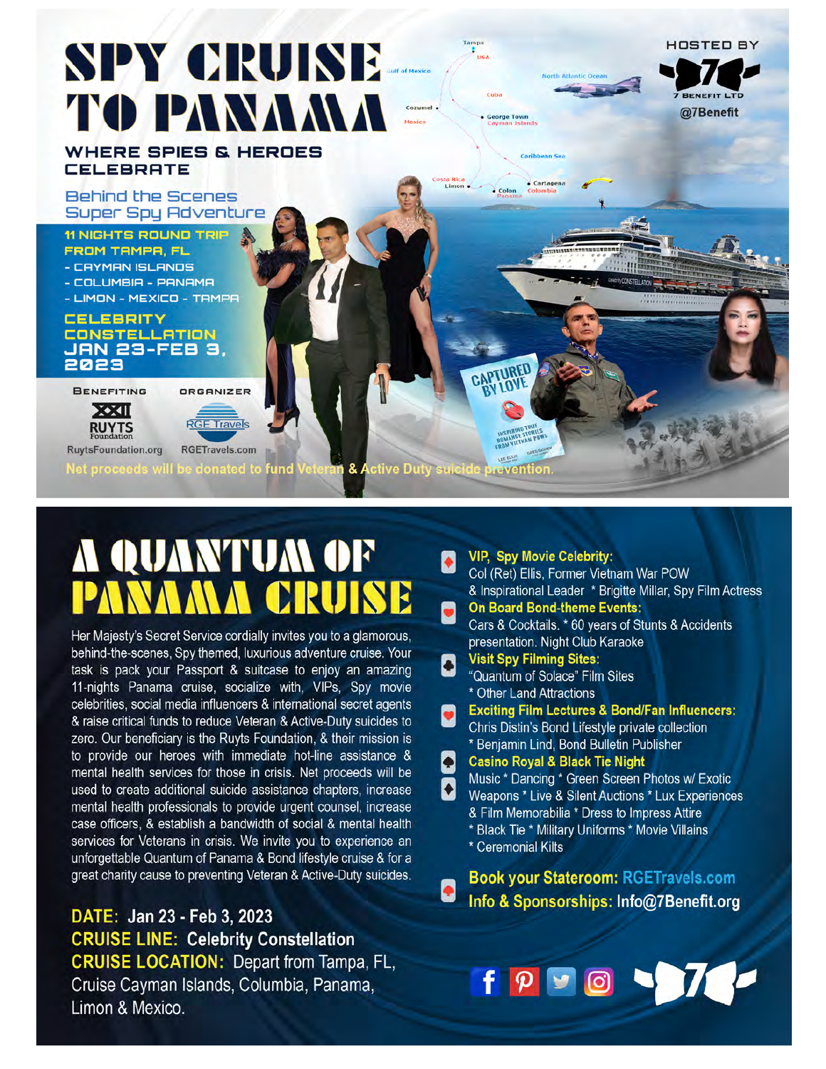# SPY CRUISE TO PANAMA

HOSTED BY
7 BENEFIT LTD
@7Benefit

## WHERE SPIES & HEROES CELEBRATE

Behind the Scenes
Super Spy Adventure

**11 NIGHTS ROUND TRIP FROM TAMPA, FL**
- CAYMAN ISLANDS
- COLUMBIA - PANAMA
- LIMON - MEXICO - TAMPA

**CELEBRITY CONSTELLATION**
**JAN 23-FEB 3, 2023**

BENEFITING: RUYTS Foundation — RuytsFoundation.org

ORGANIZER: RGE Travels — RGETravels.com

Net proceeds will be donated to fund Veteran & Active Duty suicide prevention.

# A QUANTUM OF PANAMA CRUISE

Her Majesty's Secret Service cordially invites you to a glamorous, behind-the-scenes, Spy themed, luxurious adventure cruise. Your task is pack your Passport & suitcase to enjoy an amazing 11-nights Panama cruise, socialize with, VIPs, Spy movie celebrities, social media influencers & international secret agents & raise critical funds to reduce Veteran & Active-Duty suicides to zero. Our beneficiary is the Ruyts Foundation, & their mission is to provide our heroes with immediate hot-line assistance & mental health services for those in crisis. Net proceeds will be used to create additional suicide assistance chapters, increase mental health professionals to provide urgent counsel, increase case officers, & establish a bandwidth of social & mental health services for Veterans in crisis. We invite you to experience an unforgettable Quantum of Panama & Bond lifestyle cruise & for a great charity cause to preventing Veteran & Active-Duty suicides.

**DATE:** Jan 23 - Feb 3, 2023
**CRUISE LINE:** Celebrity Constellation
**CRUISE LOCATION:** Depart from Tampa, FL, Cruise Cayman Islands, Columbia, Panama, Limon & Mexico.

**VIP, Spy Movie Celebrity:**
Col (Ret) Ellis, Former Vietnam War POW & Inspirational Leader * Brigitte Millar, Spy Film Actress

**On Board Bond-theme Events:**
Cars & Cocktails. * 60 years of Stunts & Accidents presentation. Night Club Karaoke

**Visit Spy Filming Sites:**
"Quantum of Solace" Film Sites
* Other Land Attractions

**Exciting Film Lectures & Bond/Fan Influencers:**
Chris Distin's Bond Lifestyle private collection
* Benjamin Lind, Bond Bulletin Publisher

**Casino Royal & Black Tie Night**
Music * Dancing * Green Screen Photos w/ Exotic Weapons * Live & Silent Auctions * Lux Experiences & Film Memorabilia * Dress to Impress Attire
* Black Tie * Military Uniforms * Movie Villains
* Ceremonial Kilts

**Book your Stateroom:** RGETravels.com
**Info & Sponsorships:** Info@7Benefit.org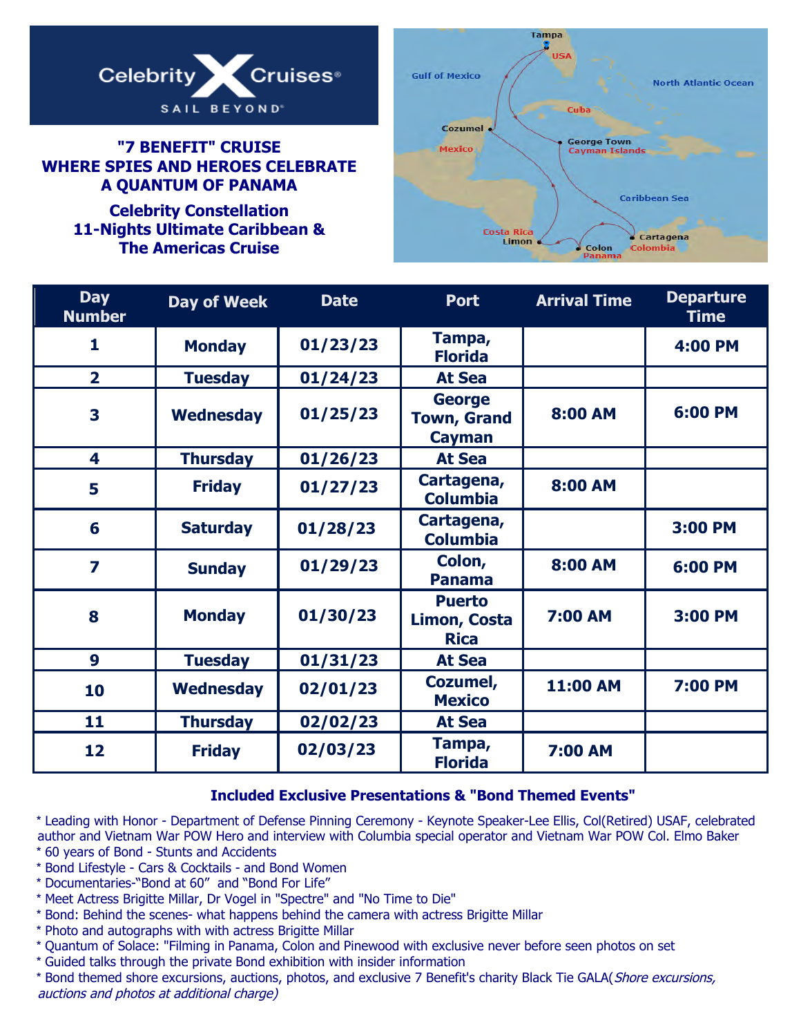Celebrity Cruises
SAIL BEYOND

## "7 BENEFIT" CRUISE WHERE SPIES AND HEROES CELEBRATE A QUANTUM OF PANAMA

### Celebrity Constellation 11-Nights Ultimate Caribbean & The Americas Cruise

| Day Number | Day of Week | Date | Port | Arrival Time | Departure Time |
|---|---|---|---|---|---|
| 1 | Monday | 01/23/23 | Tampa, Florida | | 4:00 PM |
| 2 | Tuesday | 01/24/23 | At Sea | | |
| 3 | Wednesday | 01/25/23 | George Town, Grand Cayman | 8:00 AM | 6:00 PM |
| 4 | Thursday | 01/26/23 | At Sea | | |
| 5 | Friday | 01/27/23 | Cartagena, Columbia | 8:00 AM | |
| 6 | Saturday | 01/28/23 | Cartagena, Columbia | | 3:00 PM |
| 7 | Sunday | 01/29/23 | Colon, Panama | 8:00 AM | 6:00 PM |
| 8 | Monday | 01/30/23 | Puerto Limon, Costa Rica | 7:00 AM | 3:00 PM |
| 9 | Tuesday | 01/31/23 | At Sea | | |
| 10 | Wednesday | 02/01/23 | Cozumel, Mexico | 11:00 AM | 7:00 PM |
| 11 | Thursday | 02/02/23 | At Sea | | |
| 12 | Friday | 02/03/23 | Tampa, Florida | 7:00 AM | |

### Included Exclusive Presentations & "Bond Themed Events"

* Leading with Honor - Department of Defense Pinning Ceremony - Keynote Speaker-Lee Ellis, Col(Retired) USAF, celebrated author and Vietnam War POW Hero and interview with Columbia special operator and Vietnam War POW Col. Elmo Baker
* 60 years of Bond - Stunts and Accidents
* Bond Lifestyle - Cars & Cocktails - and Bond Women
* Documentaries-"Bond at 60" and "Bond For Life"
* Meet Actress Brigitte Millar, Dr Vogel in "Spectre" and "No Time to Die"
* Bond: Behind the scenes- what happens behind the camera with actress Brigitte Millar
* Photo and autographs with with actress Brigitte Millar
* Quantum of Solace: "Filming in Panama, Colon and Pinewood with exclusive never before seen photos on set
* Guided talks through the private Bond exhibition with insider information
* Bond themed shore excursions, auctions, photos, and exclusive 7 Benefit's charity Black Tie GALA(*Shore excursions, auctions and photos at additional charge)*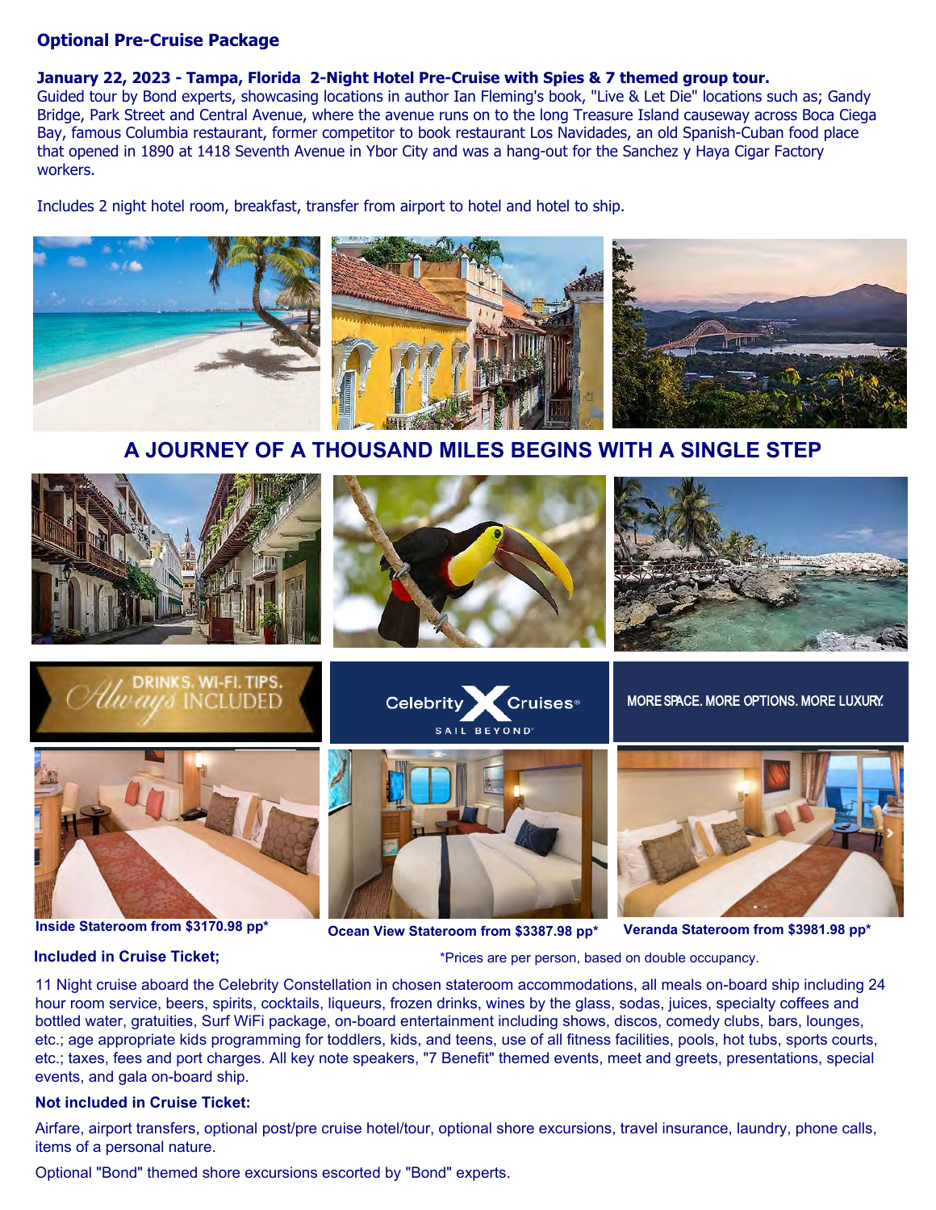## Optional Pre-Cruise Package

**January 22, 2023 - Tampa, Florida 2-Night Hotel Pre-Cruise with Spies & 7 themed group tour.**
Guided tour by Bond experts, showcasing locations in author Ian Fleming's book, "Live & Let Die" locations such as; Gandy Bridge, Park Street and Central Avenue, where the avenue runs on to the long Treasure Island causeway across Boca Ciega Bay, famous Columbia restaurant, former competitor to book restaurant Los Navidades, an old Spanish-Cuban food place that opened in 1890 at 1418 Seventh Avenue in Ybor City and was a hang-out for the Sanchez y Haya Cigar Factory workers.

Includes 2 night hotel room, breakfast, transfer from airport to hotel and hotel to ship.

## A JOURNEY OF A THOUSAND MILES BEGINS WITH A SINGLE STEP

DRINKS. WI-FI. TIPS. Always INCLUDED

Celebrity Cruises® SAIL BEYOND®

MORE SPACE. MORE OPTIONS. MORE LUXURY.

**Inside Stateroom from $3170.98 pp***

**Ocean View Stateroom from $3387.98 pp***

**Veranda Stateroom from $3981.98 pp***

*Prices are per person, based on double occupancy.

**Included in Cruise Ticket;**

11 Night cruise aboard the Celebrity Constellation in chosen stateroom accommodations, all meals on-board ship including 24 hour room service, beers, spirits, cocktails, liqueurs, frozen drinks, wines by the glass, sodas, juices, specialty coffees and bottled water, gratuities, Surf WiFi package, on-board entertainment including shows, discos, comedy clubs, bars, lounges, etc.; age appropriate kids programming for toddlers, kids, and teens, use of all fitness facilities, pools, hot tubs, sports courts, etc.; taxes, fees and port charges. All key note speakers, "7 Benefit" themed events, meet and greets, presentations, special events, and gala on-board ship.

**Not included in Cruise Ticket:**

Airfare, airport transfers, optional post/pre cruise hotel/tour, optional shore excursions, travel insurance, laundry, phone calls, items of a personal nature.

Optional "Bond" themed shore excursions escorted by "Bond" experts.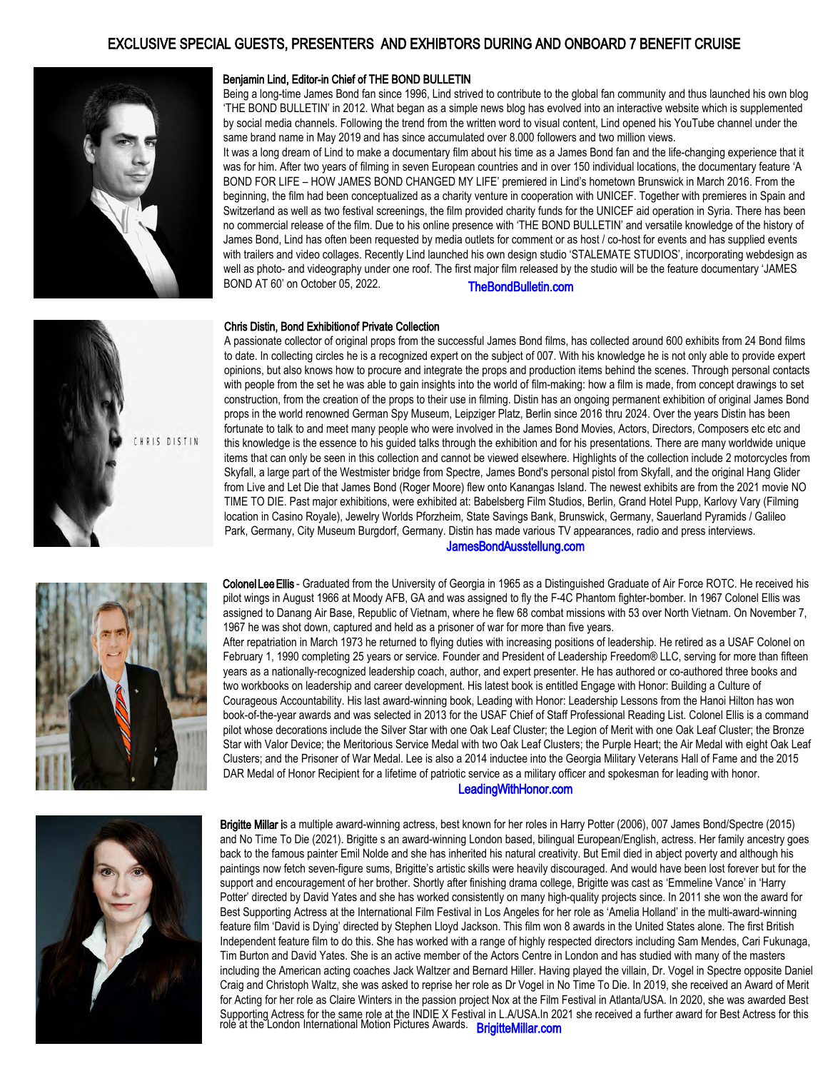# EXCLUSIVE SPECIAL GUESTS, PRESENTERS AND EXHIBTORS DURING AND ONBOARD 7 BENEFIT CRUISE

### Benjamin Lind, Editor-in Chief of THE BOND BULLETIN

Being a long-time James Bond fan since 1996, Lind strived to contribute to the global fan community and thus launched his own blog 'THE BOND BULLETIN' in 2012. What began as a simple news blog has evolved into an interactive website which is supplemented by social media channels. Following the trend from the written word to visual content, Lind opened his YouTube channel under the same brand name in May 2019 and has since accumulated over 8.000 followers and two million views.

It was a long dream of Lind to make a documentary film about his time as a James Bond fan and the life-changing experience that it was for him. After two years of filming in seven European countries and in over 150 individual locations, the documentary feature 'A BOND FOR LIFE – HOW JAMES BOND CHANGED MY LIFE' premiered in Lind's hometown Brunswick in March 2016. From the beginning, the film had been conceptualized as a charity venture in cooperation with UNICEF. Together with premieres in Spain and Switzerland as well as two festival screenings, the film provided charity funds for the UNICEF aid operation in Syria. There has been no commercial release of the film. Due to his online presence with 'THE BOND BULLETIN' and versatile knowledge of the history of James Bond, Lind has often been requested by media outlets for comment or as host / co-host for events and has supplied events with trailers and video collages. Recently Lind launched his own design studio 'STALEMATE STUDIOS', incorporating webdesign as well as photo- and videography under one roof. The first major film released by the studio will be the feature documentary 'JAMES BOND AT 60' on October 05, 2022.

TheBondBulletin.com

### Chris Distin, Bond Exhibitionof Private Collection

A passionate collector of original props from the successful James Bond films, has collected around 600 exhibits from 24 Bond films to date. In collecting circles he is a recognized expert on the subject of 007. With his knowledge he is not only able to provide expert opinions, but also knows how to procure and integrate the props and production items behind the scenes. Through personal contacts with people from the set he was able to gain insights into the world of film-making: how a film is made, from concept drawings to set construction, from the creation of the props to their use in filming. Distin has an ongoing permanent exhibition of original James Bond props in the world renowned German Spy Museum, Leipziger Platz, Berlin since 2016 thru 2024. Over the years Distin has been fortunate to talk to and meet many people who were involved in the James Bond Movies, Actors, Directors, Composers etc etc and this knowledge is the essence to his guided talks through the exhibition and for his presentations. There are many worldwide unique items that can only be seen in this collection and cannot be viewed elsewhere. Highlights of the collection include 2 motorcycles from Skyfall, a large part of the Westmister bridge from Spectre, James Bond's personal pistol from Skyfall, and the original Hang Glider from Live and Let Die that James Bond (Roger Moore) flew onto Kanangas Island. The newest exhibits are from the 2021 movie NO TIME TO DIE. Past major exhibitions, were exhibited at: Babelsberg Film Studios, Berlin, Grand Hotel Pupp, Karlovy Vary (Filming location in Casino Royale), Jewelry Worlds Pforzheim, State Savings Bank, Brunswick, Germany, Sauerland Pyramids / Galileo Park, Germany, City Museum Burgdorf, Germany. Distin has made various TV appearances, radio and press interviews.

JamesBondAusstellung.com

**Colonel Lee Ellis** - Graduated from the University of Georgia in 1965 as a Distinguished Graduate of Air Force ROTC. He received his pilot wings in August 1966 at Moody AFB, GA and was assigned to fly the F-4C Phantom fighter-bomber. In 1967 Colonel Ellis was assigned to Danang Air Base, Republic of Vietnam, where he flew 68 combat missions with 53 over North Vietnam. On November 7, 1967 he was shot down, captured and held as a prisoner of war for more than five years.

After repatriation in March 1973 he returned to flying duties with increasing positions of leadership. He retired as a USAF Colonel on February 1, 1990 completing 25 years or service. Founder and President of Leadership Freedom® LLC, serving for more than fifteen years as a nationally-recognized leadership coach, author, and expert presenter. He has authored or co-authored three books and two workbooks on leadership and career development. His latest book is entitled Engage with Honor: Building a Culture of Courageous Accountability. His last award-winning book, Leading with Honor: Leadership Lessons from the Hanoi Hilton has won book-of-the-year awards and was selected in 2013 for the USAF Chief of Staff Professional Reading List. Colonel Ellis is a command pilot whose decorations include the Silver Star with one Oak Leaf Cluster; the Legion of Merit with one Oak Leaf Cluster; the Bronze Star with Valor Device; the Meritorious Service Medal with two Oak Leaf Clusters; the Purple Heart; the Air Medal with eight Oak Leaf Clusters; and the Prisoner of War Medal. Lee is also a 2014 inductee into the Georgia Military Veterans Hall of Fame and the 2015 DAR Medal of Honor Recipient for a lifetime of patriotic service as a military officer and spokesman for leading with honor.

LeadingWithHonor.com

**Brigitte Millar i**s a multiple award-winning actress, best known for her roles in Harry Potter (2006), 007 James Bond/Spectre (2015) and No Time To Die (2021). Brigitte s an award-winning London based, bilingual European/English, actress. Her family ancestry goes back to the famous painter Emil Nolde and she has inherited his natural creativity. But Emil died in abject poverty and although his paintings now fetch seven-figure sums, Brigitte's artistic skills were heavily discouraged. And would have been lost forever but for the support and encouragement of her brother. Shortly after finishing drama college, Brigitte was cast as 'Emmeline Vance' in 'Harry Potter' directed by David Yates and she has worked consistently on many high-quality projects since. In 2011 she won the award for Best Supporting Actress at the International Film Festival in Los Angeles for her role as 'Amelia Holland' in the multi-award-winning feature film 'David is Dying' directed by Stephen Lloyd Jackson. This film won 8 awards in the United States alone. The first British Independent feature film to do this. She has worked with a range of highly respected directors including Sam Mendes, Cari Fukunaga, Tim Burton and David Yates. She is an active member of the Actors Centre in London and has studied with many of the masters including the American acting coaches Jack Waltzer and Bernard Hiller. Having played the villain, Dr. Vogel in Spectre opposite Daniel Craig and Christoph Waltz, she was asked to reprise her role as Dr Vogel in No Time To Die. In 2019, she received an Award of Merit for Acting for her role as Claire Winters in the passion project Nox at the Film Festival in Atlanta/USA. In 2020, she was awarded Best Supporting Actress for the same role at the INDIE X Festival in L.A/USA.In 2021 she received a further award for Best Actress for this role at the London International Motion Pictures Awards.

BrigitteMillar.com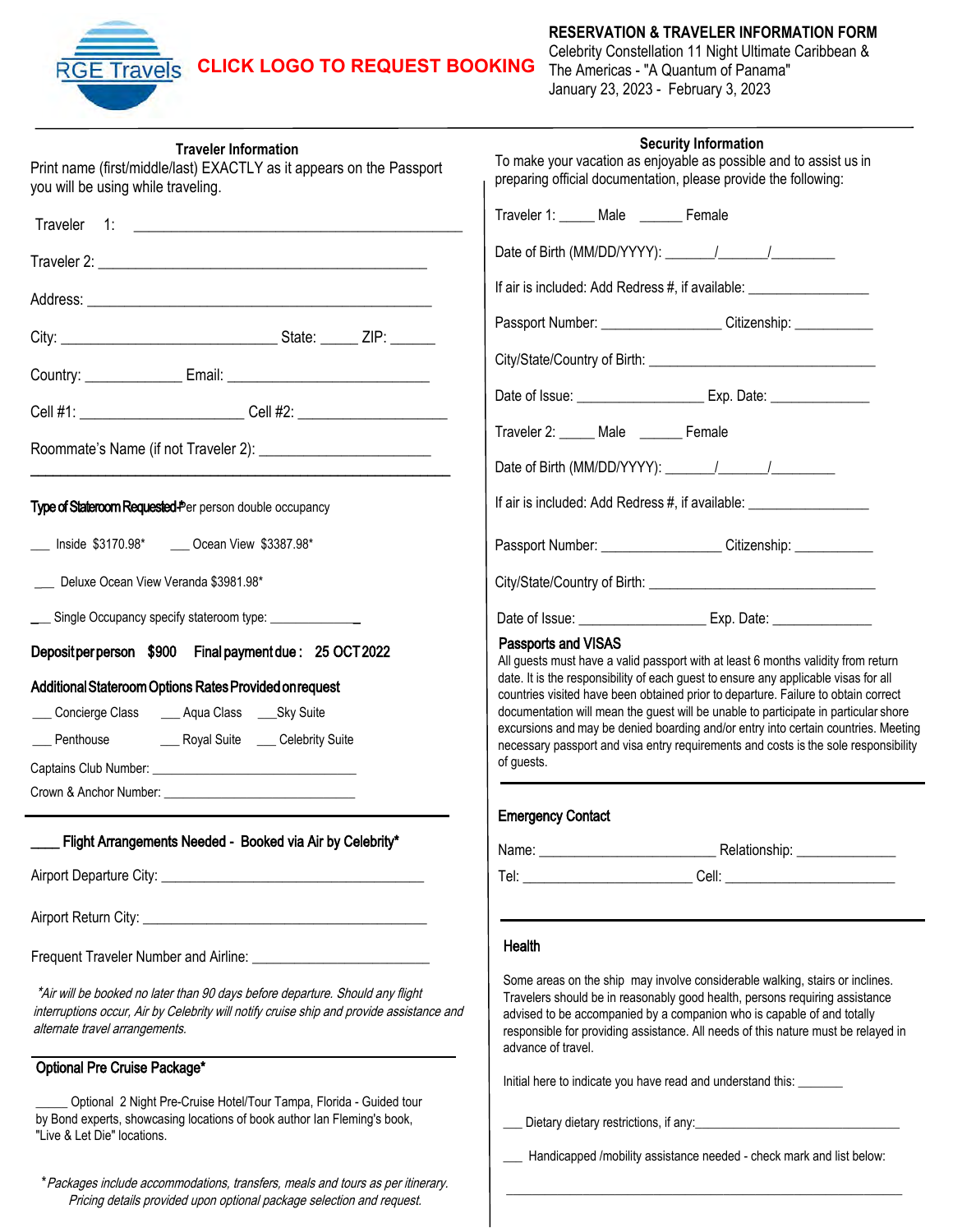RGE Travels **CLICK LOGO TO REQUEST BOOKING**

# RESERVATION & TRAVELER INFORMATION FORM

Celebrity Constellation 11 Night Ultimate Caribbean & The Americas - "A Quantum of Panama"
January 23, 2023 - February 3, 2023

## Traveler Information

Print name (first/middle/last) EXACTLY as it appears on the Passport you will be using while traveling.

Traveler 1: ______________________________________________

Traveler 2: ______________________________________________

Address: ______________________________________________

City: ____________________________ State: _____ ZIP: ______

Country: _____________ Email: ___________________________

Cell #1: ______________________ Cell #2: ____________________

Roommate's Name (if not Traveler 2): ______________________

**Type of Stateroom Requested-**Per person double occupancy

___ Inside $3170.98* ___ Ocean View $3387.98*

___ Deluxe Ocean View Veranda $3981.98*

___ Single Occupancy specify stateroom type: _____________

**Deposit per person $900 Final payment due: 25 OCT 2022**

**Additional Stateroom Options Rates Provided on request**

___ Concierge Class ___ Aqua Class ___ Sky Suite

___ Penthouse ___ Royal Suite ___ Celebrity Suite

Captains Club Number: ______________________________

Crown & Anchor Number: ____________________________

**____ Flight Arrangements Needed - Booked via Air by Celebrity***

Airport Departure City: ____________________________________

Airport Return City: ______________________________________

Frequent Traveler Number and Airline: ________________________

*\*Air will be booked no later than 90 days before departure. Should any flight interruptions occur, Air by Celebrity will notify cruise ship and provide assistance and alternate travel arrangements.*

## Optional Pre Cruise Package*

_____ Optional 2 Night Pre-Cruise Hotel/Tour Tampa, Florida - Guided tour by Bond experts, showcasing locations of book author Ian Fleming's book, "Live & Let Die" locations.

*\*Packages include accommodations, transfers, meals and tours as per itinerary. Pricing details provided upon optional package selection and request.*

## Security Information

To make your vacation as enjoyable as possible and to assist us in preparing official documentation, please provide the following:

Traveler 1: _____ Male ______ Female

Date of Birth (MM/DD/YYYY): _______/_______/_________

If air is included: Add Redress #, if available: ________________

Passport Number: ________________ Citizenship: ___________

City/State/Country of Birth: ______________________________

Date of Issue: _________________ Exp. Date: _____________

Traveler 2: _____ Male ______ Female

Date of Birth (MM/DD/YYYY): _______/_______/_________

If air is included: Add Redress #, if available: ________________

Passport Number: ________________ Citizenship: ___________

City/State/Country of Birth: ______________________________

Date of Issue: _________________ Exp. Date: _____________

### Passports and VISAS

All guests must have a valid passport with at least 6 months validity from return date. It is the responsibility of each guest to ensure any applicable visas for all countries visited have been obtained prior to departure. Failure to obtain correct documentation will mean the guest will be unable to participate in particular shore excursions and may be denied boarding and/or entry into certain countries. Meeting necessary passport and visa entry requirements and costs is the sole responsibility of guests.

## Emergency Contact

Name: ________________________ Relationship: _____________

Tel: _______________________ Cell: _______________________

## Health

Some areas on the ship may involve considerable walking, stairs or inclines. Travelers should be in reasonably good health, persons requiring assistance advised to be accompanied by a companion who is capable of and totally responsible for providing assistance. All needs of this nature must be relayed in advance of travel.

Initial here to indicate you have read and understand this: _______

___ Dietary dietary restrictions, if any:______________________________

___ Handicapped /mobility assistance needed - check mark and list below:

_______________________________________________________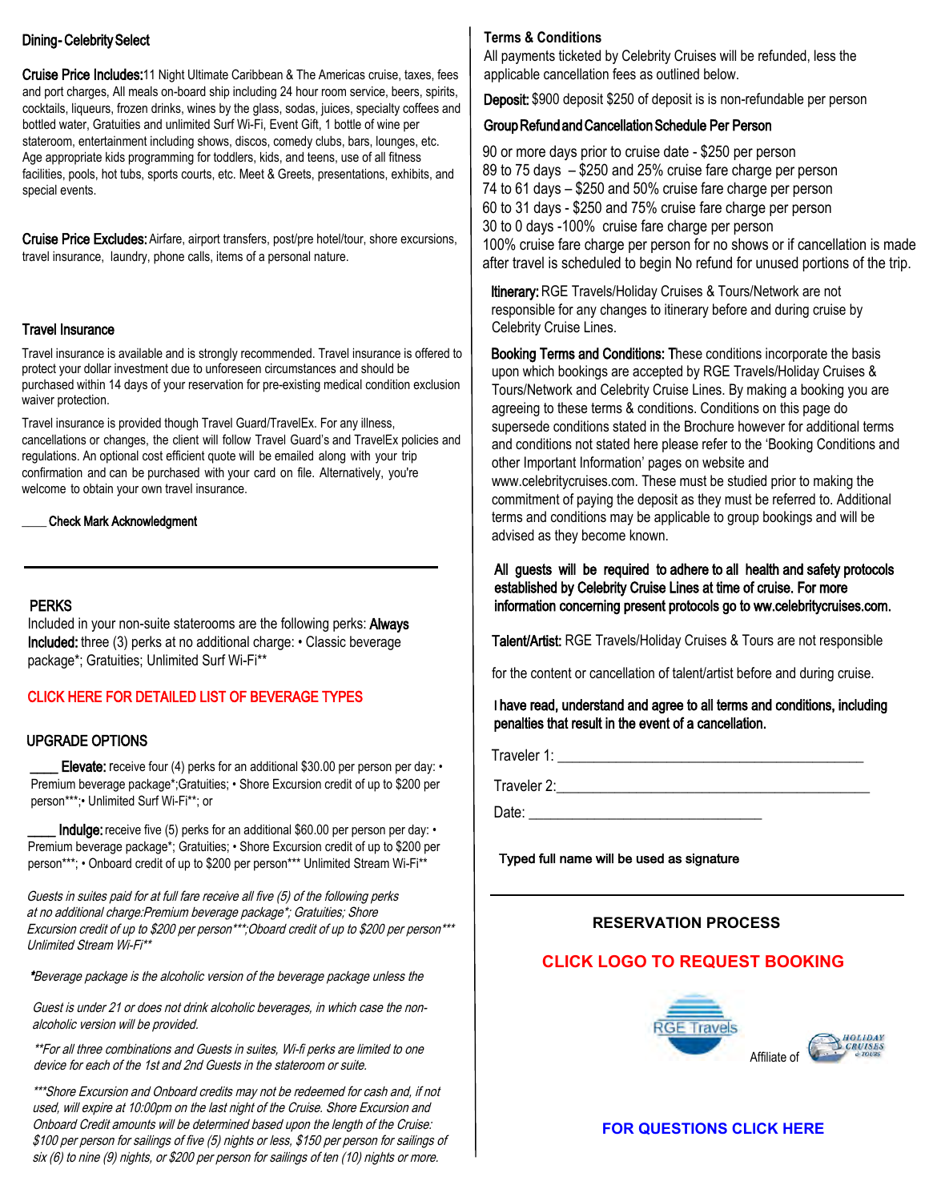## Dining- Celebrity Select

**Cruise Price Includes:** 11 Night Ultimate Caribbean & The Americas cruise, taxes, fees and port charges, All meals on-board ship including 24 hour room service, beers, spirits, cocktails, liqueurs, frozen drinks, wines by the glass, sodas, juices, specialty coffees and bottled water, Gratuities and unlimited Surf Wi-Fi, Event Gift, 1 bottle of wine per stateroom, entertainment including shows, discos, comedy clubs, bars, lounges, etc. Age appropriate kids programming for toddlers, kids, and teens, use of all fitness facilities, pools, hot tubs, sports courts, etc. Meet & Greets, presentations, exhibits, and special events.

**Cruise Price Excludes:** Airfare, airport transfers, post/pre hotel/tour, shore excursions, travel insurance, laundry, phone calls, items of a personal nature.

## Travel Insurance

Travel insurance is available and is strongly recommended. Travel insurance is offered to protect your dollar investment due to unforeseen circumstances and should be purchased within 14 days of your reservation for pre-existing medical condition exclusion waiver protection.

Travel insurance is provided though Travel Guard/TravelEx. For any illness, cancellations or changes, the client will follow Travel Guard's and TravelEx policies and regulations. An optional cost efficient quote will be emailed along with your trip confirmation and can be purchased with your card on file. Alternatively, you're welcome to obtain your own travel insurance.

____ **Check Mark Acknowledgment**

## PERKS

Included in your non-suite staterooms are the following perks: **Always Included:** three (3) perks at no additional charge: • Classic beverage package*; Gratuities; Unlimited Surf Wi-Fi**

CLICK HERE FOR DETAILED LIST OF BEVERAGE TYPES

## UPGRADE OPTIONS

____ **Elevate:** receive four (4) perks for an additional $30.00 per person per day: • Premium beverage package*;Gratuities; • Shore Excursion credit of up to $200 per person***;• Unlimited Surf Wi-Fi**; or

____ **Indulge:** receive five (5) perks for an additional $60.00 per person per day: • Premium beverage package*; Gratuities; • Shore Excursion credit of up to $200 per person***; • Onboard credit of up to $200 per person*** Unlimited Stream Wi-Fi**

*Guests in suites paid for at full fare receive all five (5) of the following perks at no additional charge:Premium beverage package*; Gratuities; Shore Excursion credit of up to $200 per person***;Oboard credit of up to $200 per person*** Unlimited Stream Wi-Fi***

*\*Beverage package is the alcoholic version of the beverage package unless the Guest is under 21 or does not drink alcoholic beverages, in which case the non-alcoholic version will be provided.*

*\*\*For all three combinations and Guests in suites, Wi-fi perks are limited to one device for each of the 1st and 2nd Guests in the stateroom or suite.*

*\*\*\*Shore Excursion and Onboard credits may not be redeemed for cash and, if not used, will expire at 10:00pm on the last night of the Cruise. Shore Excursion and Onboard Credit amounts will be determined based upon the length of the Cruise: $100 per person for sailings of five (5) nights or less, $150 per person for sailings of six (6) to nine (9) nights, or $200 per person for sailings of ten (10) nights or more.*

## Terms & Conditions

All payments ticketed by Celebrity Cruises will be refunded, less the applicable cancellation fees as outlined below.

**Deposit:** $900 deposit $250 of deposit is is non-refundable per person

### Group Refund and Cancellation Schedule Per Person

90 or more days prior to cruise date - $250 per person
89 to 75 days – $250 and 25% cruise fare charge per person
74 to 61 days – $250 and 50% cruise fare charge per person
60 to 31 days - $250 and 75% cruise fare charge per person
30 to 0 days -100% cruise fare charge per person
100% cruise fare charge per person for no shows or if cancellation is made after travel is scheduled to begin No refund for unused portions of the trip.

**Itinerary:** RGE Travels/Holiday Cruises & Tours/Network are not responsible for any changes to itinerary before and during cruise by Celebrity Cruise Lines.

**Booking Terms and Conditions:** These conditions incorporate the basis upon which bookings are accepted by RGE Travels/Holiday Cruises & Tours/Network and Celebrity Cruise Lines. By making a booking you are agreeing to these terms & conditions. Conditions on this page do supersede conditions stated in the Brochure however for additional terms and conditions not stated here please refer to the 'Booking Conditions and other Important Information' pages on website and www.celebritycruises.com. These must be studied prior to making the commitment of paying the deposit as they must be referred to. Additional terms and conditions may be applicable to group bookings and will be advised as they become known.

**All guests will be required to adhere to all health and safety protocols established by Celebrity Cruise Lines at time of cruise. For more information concerning present protocols go to ww.celebritycruises.com.**

**Talent/Artist:** RGE Travels/Holiday Cruises & Tours are not responsible for the content or cancellation of talent/artist before and during cruise.

**I have read, understand and agree to all terms and conditions, including penalties that result in the event of a cancellation.**

Traveler 1: ________________________________________

Traveler 2: ________________________________________

Date: ______________________________

**Typed full name will be used as signature**

## RESERVATION PROCESS

CLICK LOGO TO REQUEST BOOKING

RGE Travels

Affiliate of HOLIDAY CRUISES & TOURS

FOR QUESTIONS CLICK HERE